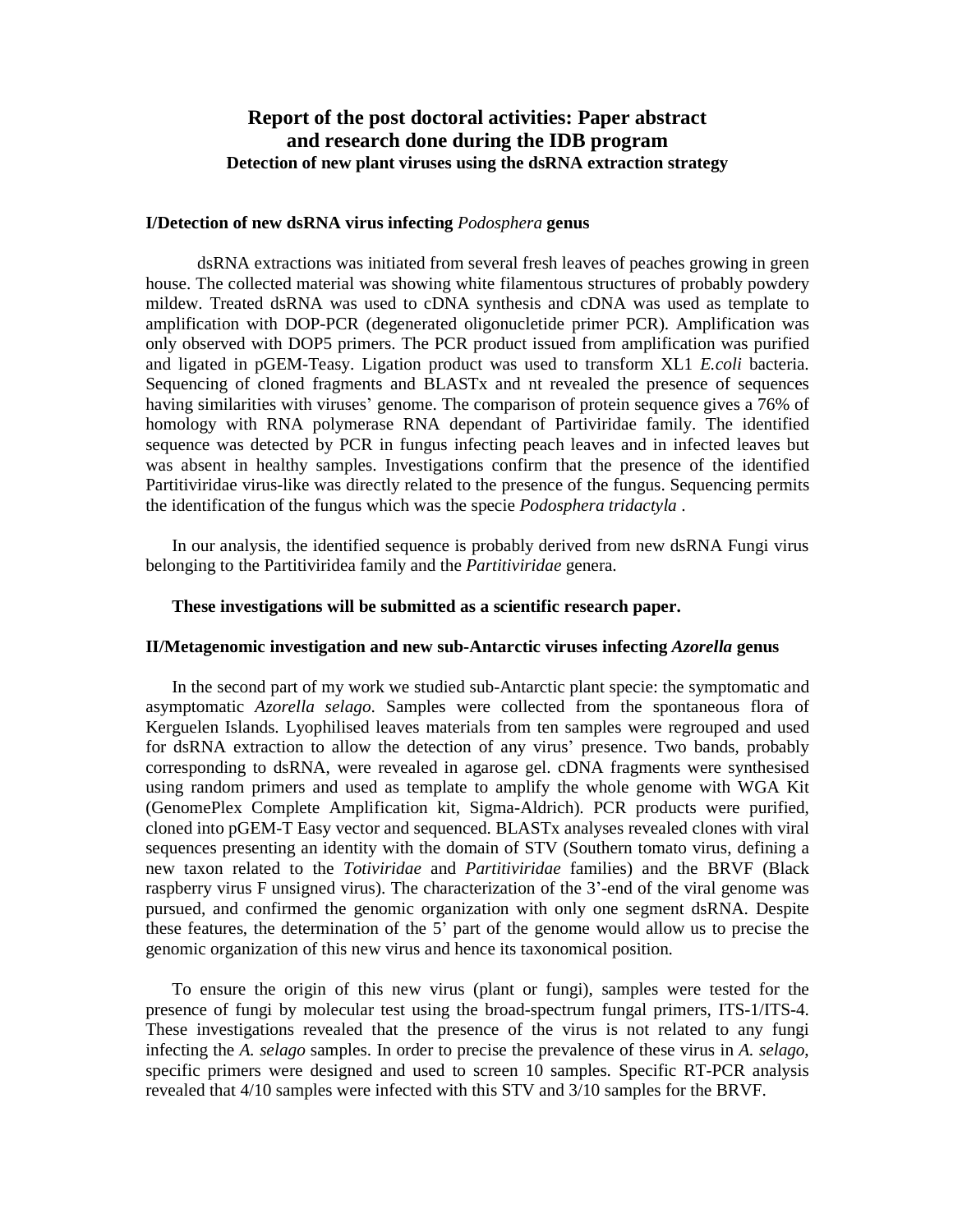# Report of the post doctoral activities: Paper abstract and research done during the IDB program

### Detection of new plant viruses using the dsRNA extraction strategy

## I/Detection of new dsRNA virus infecting *Podosphera* genus

dsRNA extractions was initiated from several fresh leaves of peaches growing in green house. The collected material was showing white filamentous structures of probably powdery mildew. Treated dsRNA was used to cDNA synthesis and cDNA was used as template to amplification with DOP-PCR (degenerated oligonucletide primer PCR). Amplification was only observed with DOP5 primers. The PCR product issued from amplification was purified and ligated in pGEM-Teasy. Ligation product was used to transform XL1 *E.coli* bacteria. Sequencing of cloned fragments and BLASTx and nt revealed the presence of sequences having similarities with viruses' genome. The comparison of protein sequence gives a 76% of homology with RNA polymerase RNA dependant of Partiviridae family. The identified sequence was detected by PCR in fungus infecting peach leaves and in infected leaves but was absent in healthy samples. Investigations confirm that the presence of the identified Partitiviridae virus-like was directly related to the presence of the fungus. Sequencing permits the identification of the fungus which was the specie *Podosphera tridactyla* .

In our analysis, the identified sequence is probably derived from new dsRNA Fungi virus belonging to the Partitiviridea family and the *Partitiviridae* genera.

**These investigations will be submitted as a scientific research paper.**

## II/Metagenomic investigation and new sub-Antarctic viruses infecting *Azorella* genus

In the second part of my work we studied sub-Antarctic plant specie: the symptomatic and asymptomatic *Azorella selago*. Samples were collected from the spontaneous flora of Kerguelen Islands. Lyophilised leaves materials from ten samples were regrouped and used for dsRNA extraction to allow the detection of any virus' presence. Two bands, probably corresponding to dsRNA, were revealed in agarose gel. cDNA fragments were synthesised using random primers and used as template to amplify the whole genome with WGA Kit (GenomePlex Complete Amplification kit, Sigma-Aldrich). PCR products were purified, cloned into pGEM-T Easy vector and sequenced. BLASTx analyses revealed clones with viral sequences presenting an identity with the domain of STV (Southern tomato virus, defining a new taxon related to the *Totiviridae* and *Partitiviridae* families) and the BRVF (Black raspberry virus F unsigned virus). The characterization of the 3'-end of the viral genome was pursued, and confirmed the genomic organization with only one segment dsRNA. Despite these features, the determination of the 5' part of the genome would allow us to precise the genomic organization of this new virus and hence its taxonomical position.

To ensure the origin of this new virus (plant or fungi), samples were tested for the presence of fungi by molecular test using the broad-spectrum fungal primers, ITS-1/ITS-4. These investigations revealed that the presence of the virus is not related to any fungi infecting the *A. selago* samples. In order to precise the prevalence of these virus in *A. selago*, specific primers were designed and used to screen 10 samples. Specific RT-PCR analysis revealed that 4/10 samples were infected with this STV and 3/10 samples for the BRVF.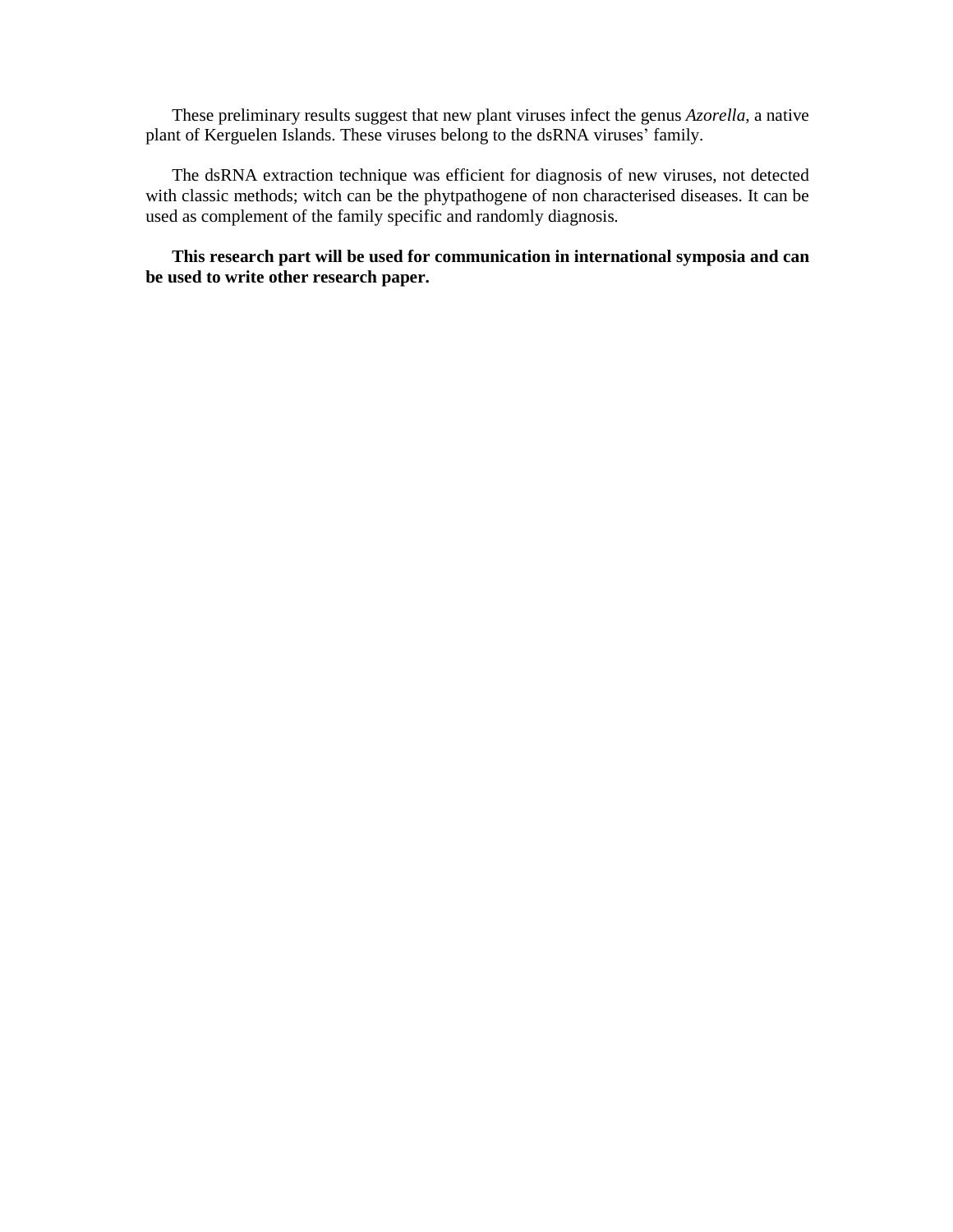These preliminary results suggest that new plant viruses infect the genus *Azorella*, a native plant of Kerguelen Islands. These viruses belong to the dsRNA viruses' family.

The dsRNA extraction technique was efficient for diagnosis of new viruses, not detected with classic methods; witch can be the phytpathogene of non characterised diseases. It can be used as complement of the family specific and randomly diagnosis.

**This research part will be used for communication in international symposia and can be used to write other research paper.**